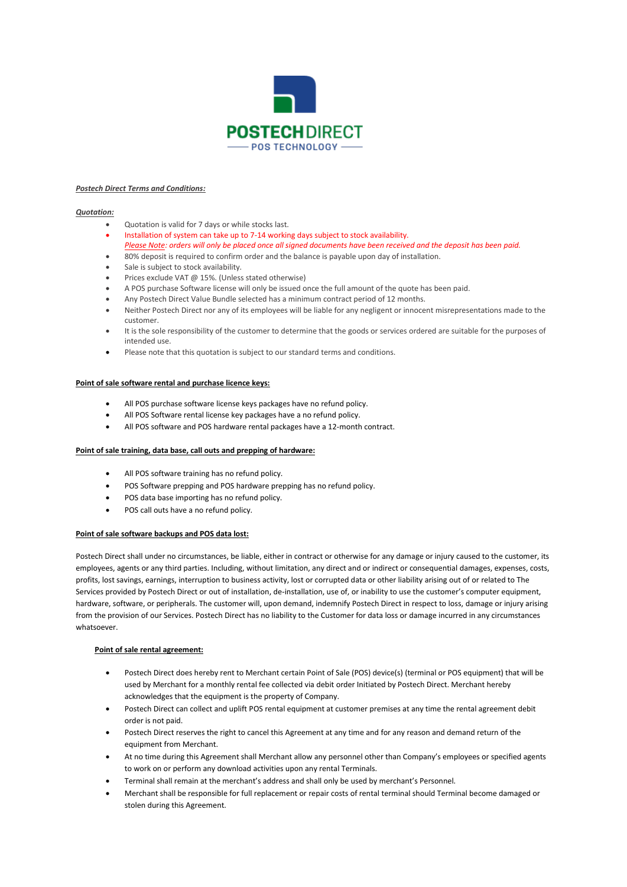POSTECHDIRECT
POS TECHNOLOGY

***Postech Direct Terms and Conditions:***

***Quotation:***

- Quotation is valid for 7 days or while stocks last.
- Installation of system can take up to 7-14 working days subject to stock availability.
  *Please Note: orders will only be placed once all signed documents have been received and the deposit has been paid.*
- 80% deposit is required to confirm order and the balance is payable upon day of installation.
- Sale is subject to stock availability.
- Prices exclude VAT @ 15%. (Unless stated otherwise)
- A POS purchase Software license will only be issued once the full amount of the quote has been paid.
- Any Postech Direct Value Bundle selected has a minimum contract period of 12 months.
- Neither Postech Direct nor any of its employees will be liable for any negligent or innocent misrepresentations made to the customer.
- It is the sole responsibility of the customer to determine that the goods or services ordered are suitable for the purposes of intended use.
- Please note that this quotation is subject to our standard terms and conditions.

**Point of sale software rental and purchase licence keys:**

- All POS purchase software license keys packages have no refund policy.
- All POS Software rental license key packages have a no refund policy.
- All POS software and POS hardware rental packages have a 12-month contract.

**Point of sale training, data base, call outs and prepping of hardware:**

- All POS software training has no refund policy.
- POS Software prepping and POS hardware prepping has no refund policy.
- POS data base importing has no refund policy.
- POS call outs have a no refund policy.

**Point of sale software backups and POS data lost:**

Postech Direct shall under no circumstances, be liable, either in contract or otherwise for any damage or injury caused to the customer, its employees, agents or any third parties. Including, without limitation, any direct and or indirect or consequential damages, expenses, costs, profits, lost savings, earnings, interruption to business activity, lost or corrupted data or other liability arising out of or related to The Services provided by Postech Direct or out of installation, de-installation, use of, or inability to use the customer's computer equipment, hardware, software, or peripherals. The customer will, upon demand, indemnify Postech Direct in respect to loss, damage or injury arising from the provision of our Services. Postech Direct has no liability to the Customer for data loss or damage incurred in any circumstances whatsoever.

**Point of sale rental agreement:**

- Postech Direct does hereby rent to Merchant certain Point of Sale (POS) device(s) (terminal or POS equipment) that will be used by Merchant for a monthly rental fee collected via debit order Initiated by Postech Direct. Merchant hereby acknowledges that the equipment is the property of Company.
- Postech Direct can collect and uplift POS rental equipment at customer premises at any time the rental agreement debit order is not paid.
- Postech Direct reserves the right to cancel this Agreement at any time and for any reason and demand return of the equipment from Merchant.
- At no time during this Agreement shall Merchant allow any personnel other than Company's employees or specified agents to work on or perform any download activities upon any rental Terminals.
- Terminal shall remain at the merchant's address and shall only be used by merchant's Personnel.
- Merchant shall be responsible for full replacement or repair costs of rental terminal should Terminal become damaged or stolen during this Agreement.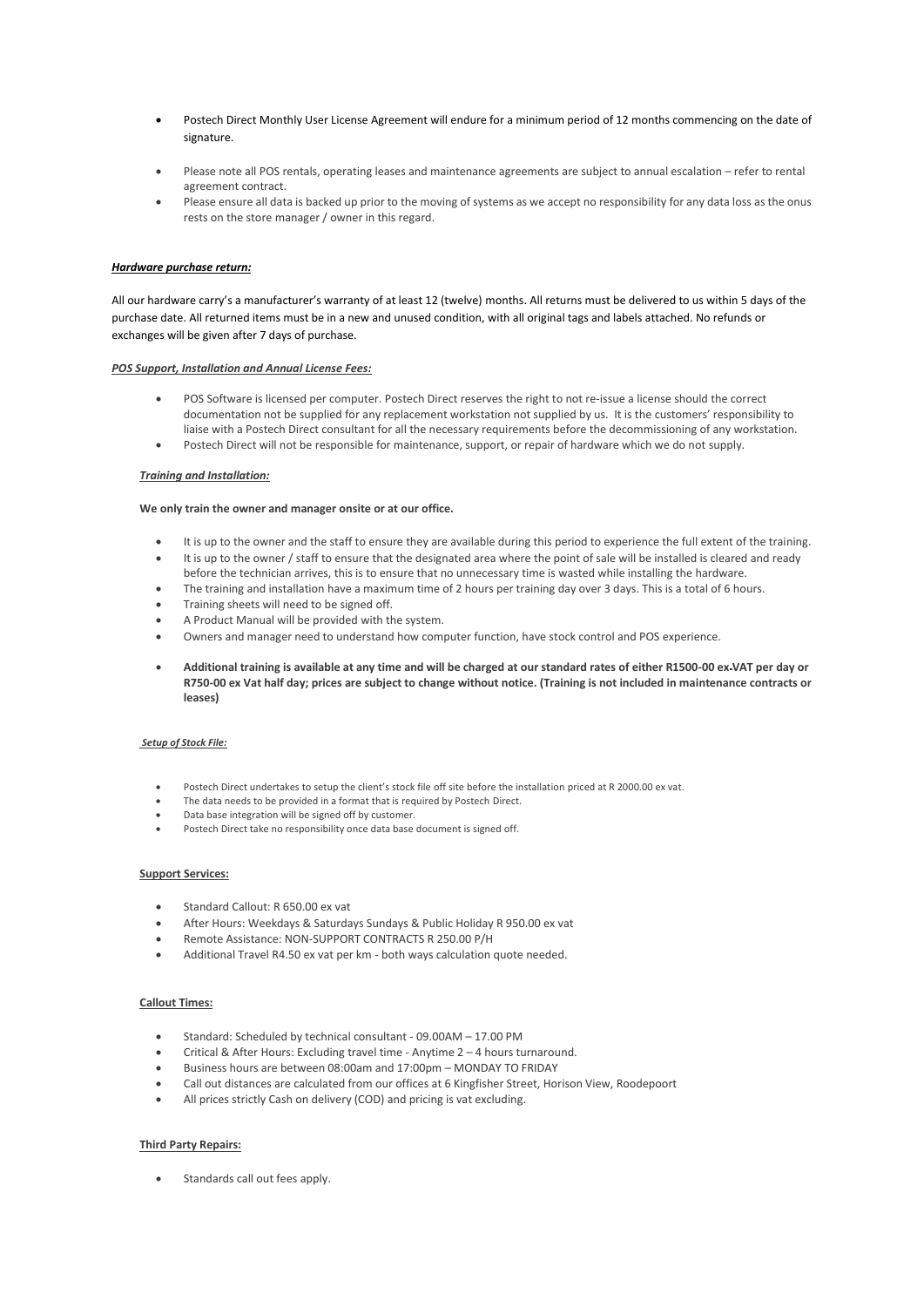- Postech Direct Monthly User License Agreement will endure for a minimum period of 12 months commencing on the date of signature.
- Please note all POS rentals, operating leases and maintenance agreements are subject to annual escalation – refer to rental agreement contract.
- Please ensure all data is backed up prior to the moving of systems as we accept no responsibility for any data loss as the onus rests on the store manager / owner in this regard.

***Hardware purchase return:***

All our hardware carry's a manufacturer's warranty of at least 12 (twelve) months. All returns must be delivered to us within 5 days of the purchase date. All returned items must be in a new and unused condition, with all original tags and labels attached. No refunds or exchanges will be given after 7 days of purchase.

***POS Support, Installation and Annual License Fees:***

- POS Software is licensed per computer. Postech Direct reserves the right to not re-issue a license should the correct documentation not be supplied for any replacement workstation not supplied by us. It is the customers' responsibility to liaise with a Postech Direct consultant for all the necessary requirements before the decommissioning of any workstation.
- Postech Direct will not be responsible for maintenance, support, or repair of hardware which we do not supply.

***Training and Installation:***

**We only train the owner and manager onsite or at our office.**

- It is up to the owner and the staff to ensure they are available during this period to experience the full extent of the training.
- It is up to the owner / staff to ensure that the designated area where the point of sale will be installed is cleared and ready before the technician arrives, this is to ensure that no unnecessary time is wasted while installing the hardware.
- The training and installation have a maximum time of 2 hours per training day over 3 days. This is a total of 6 hours.
- Training sheets will need to be signed off.
- A Product Manual will be provided with the system.
- Owners and manager need to understand how computer function, have stock control and POS experience.
- **Additional training is available at any time and will be charged at our standard rates of either R1500-00 ex VAT per day or R750-00 ex Vat half day; prices are subject to change without notice. (Training is not included in maintenance contracts or leases)**

***Setup of Stock File:***

- Postech Direct undertakes to setup the client's stock file off site before the installation priced at R 2000.00 ex vat.
- The data needs to be provided in a format that is required by Postech Direct.
- Data base integration will be signed off by customer.
- Postech Direct take no responsibility once data base document is signed off.

**Support Services:**

- Standard Callout: R 650.00 ex vat
- After Hours: Weekdays & Saturdays Sundays & Public Holiday R 950.00 ex vat
- Remote Assistance: NON-SUPPORT CONTRACTS R 250.00 P/H
- Additional Travel R4.50 ex vat per km - both ways calculation quote needed.

**Callout Times:**

- Standard: Scheduled by technical consultant - 09.00AM – 17.00 PM
- Critical & After Hours: Excluding travel time - Anytime 2 – 4 hours turnaround.
- Business hours are between 08:00am and 17:00pm – MONDAY TO FRIDAY
- Call out distances are calculated from our offices at 6 Kingfisher Street, Horison View, Roodepoort
- All prices strictly Cash on delivery (COD) and pricing is vat excluding.

**Third Party Repairs:**

- Standards call out fees apply.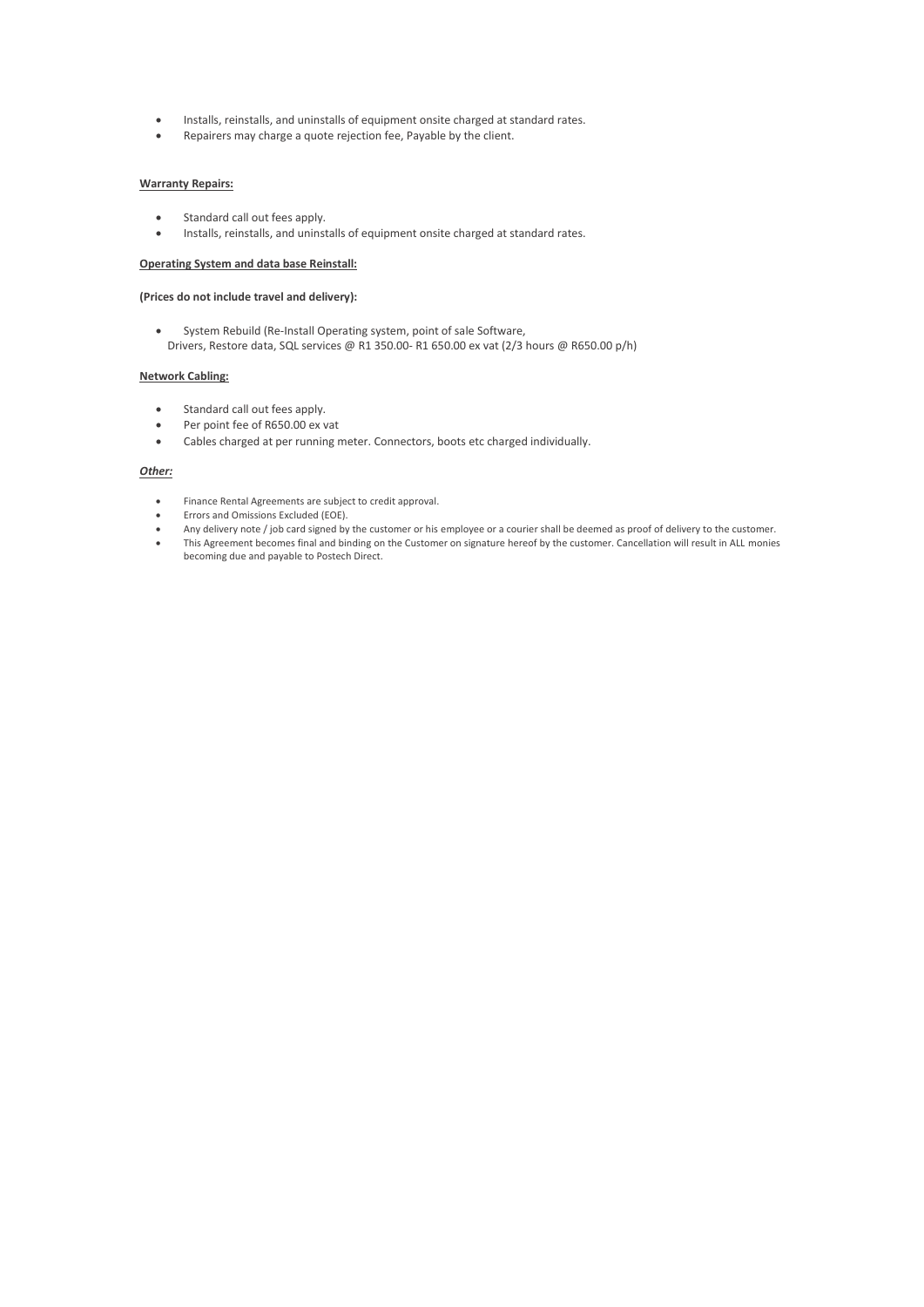- Installs, reinstalls, and uninstalls of equipment onsite charged at standard rates.
- Repairers may charge a quote rejection fee, Payable by the client.

**Warranty Repairs:**

- Standard call out fees apply.
- Installs, reinstalls, and uninstalls of equipment onsite charged at standard rates.

**Operating System and data base Reinstall:**

**(Prices do not include travel and delivery):**

- System Rebuild (Re-Install Operating system, point of sale Software, Drivers, Restore data, SQL services @ R1 350.00- R1 650.00 ex vat (2/3 hours @ R650.00 p/h)

**Network Cabling:**

- Standard call out fees apply.
- Per point fee of R650.00 ex vat
- Cables charged at per running meter. Connectors, boots etc charged individually.

***Other:***

- Finance Rental Agreements are subject to credit approval.
- Errors and Omissions Excluded (EOE).
- Any delivery note / job card signed by the customer or his employee or a courier shall be deemed as proof of delivery to the customer.
- This Agreement becomes final and binding on the Customer on signature hereof by the customer. Cancellation will result in ALL monies becoming due and payable to Postech Direct.